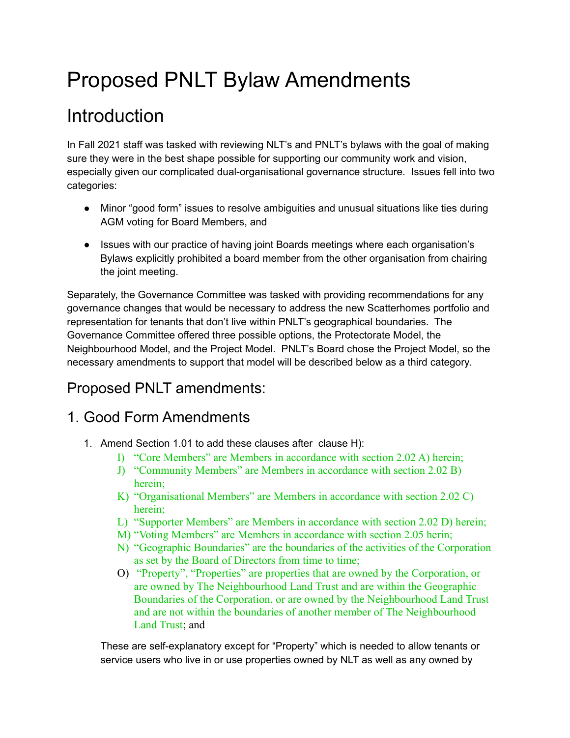# Proposed PNLT Bylaw Amendments

## Introduction

In Fall 2021 staff was tasked with reviewing NLT's and PNLT's bylaws with the goal of making sure they were in the best shape possible for supporting our community work and vision, especially given our complicated dual-organisational governance structure. Issues fell into two categories:

- Minor "good form" issues to resolve ambiguities and unusual situations like ties during AGM voting for Board Members, and
- Issues with our practice of having joint Boards meetings where each organisation's Bylaws explicitly prohibited a board member from the other organisation from chairing the joint meeting.

Separately, the Governance Committee was tasked with providing recommendations for any governance changes that would be necessary to address the new Scatterhomes portfolio and representation for tenants that don't live within PNLT's geographical boundaries. The Governance Committee offered three possible options, the Protectorate Model, the Neighbourhood Model, and the Project Model. PNLT's Board chose the Project Model, so the necessary amendments to support that model will be described below as a third category.

## Proposed PNLT amendments:

## 1. Good Form Amendments

1. Amend Section 1.01 to add these clauses after clause H):
   - I) "Core Members" are Members in accordance with section 2.02 A) herein;
   - J) "Community Members" are Members in accordance with section 2.02 B) herein;
   - K) "Organisational Members" are Members in accordance with section 2.02 C) herein;
   - L) "Supporter Members" are Members in accordance with section 2.02 D) herein;
   - M) "Voting Members" are Members in accordance with section 2.05 herin;
   - N) "Geographic Boundaries" are the boundaries of the activities of the Corporation as set by the Board of Directors from time to time;
   - O) "Property", "Properties" are properties that are owned by the Corporation, or are owned by The Neighbourhood Land Trust and are within the Geographic Boundaries of the Corporation, or are owned by the Neighbourhood Land Trust and are not within the boundaries of another member of The Neighbourhood Land Trust; and

   These are self-explanatory except for "Property" which is needed to allow tenants or service users who live in or use properties owned by NLT as well as any owned by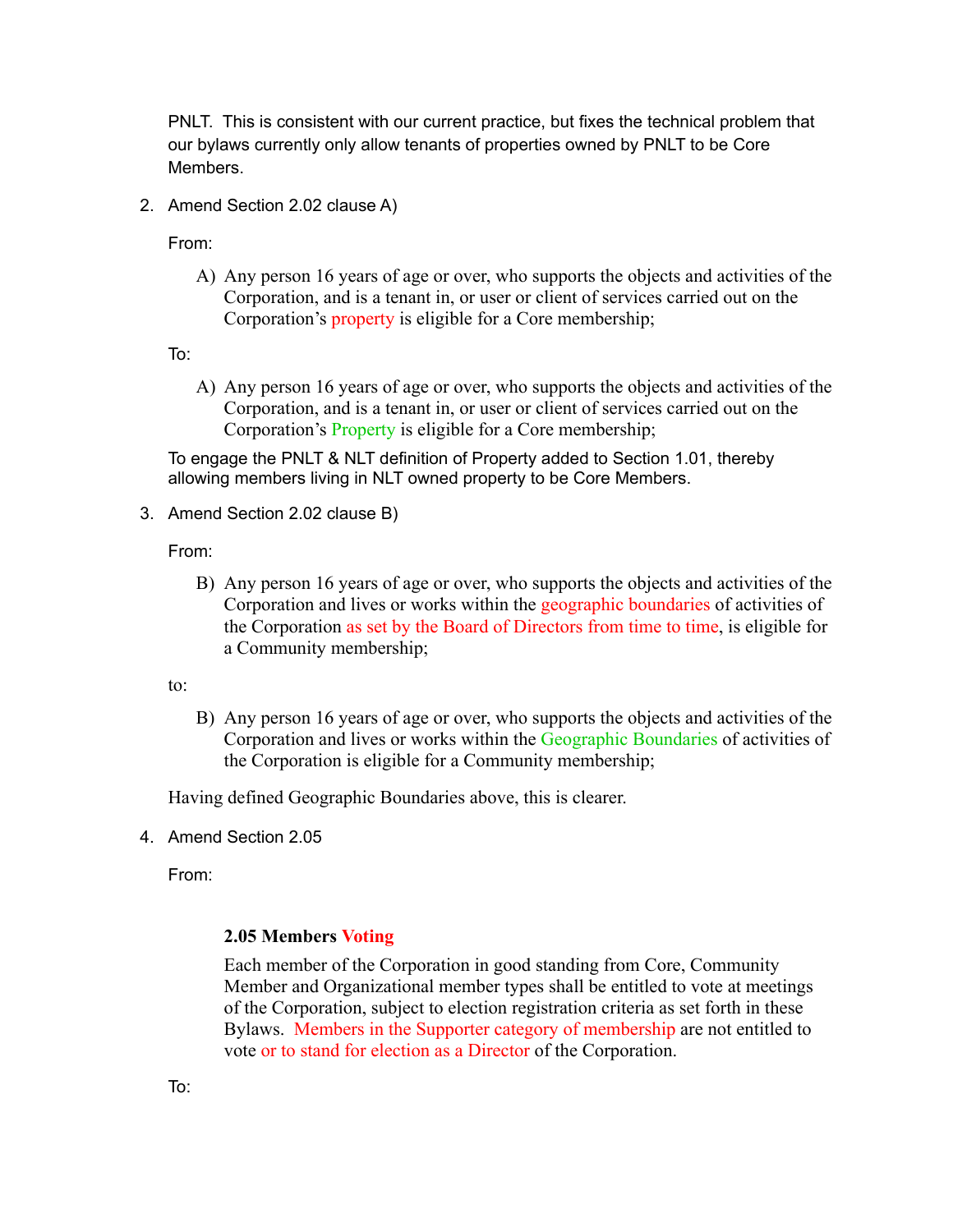PNLT. This is consistent with our current practice, but fixes the technical problem that our bylaws currently only allow tenants of properties owned by PNLT to be Core Members.

2. Amend Section 2.02 clause A)

   From:

   > A) Any person 16 years of age or over, who supports the objects and activities of the Corporation, and is a tenant in, or user or client of services carried out on the Corporation's property is eligible for a Core membership;

   To:

   > A) Any person 16 years of age or over, who supports the objects and activities of the Corporation, and is a tenant in, or user or client of services carried out on the Corporation's Property is eligible for a Core membership;

   To engage the PNLT & NLT definition of Property added to Section 1.01, thereby allowing members living in NLT owned property to be Core Members.

3. Amend Section 2.02 clause B)

   From:

   > B) Any person 16 years of age or over, who supports the objects and activities of the Corporation and lives or works within the geographic boundaries of activities of the Corporation as set by the Board of Directors from time to time, is eligible for a Community membership;

   to:

   > B) Any person 16 years of age or over, who supports the objects and activities of the Corporation and lives or works within the Geographic Boundaries of activities of the Corporation is eligible for a Community membership;

   Having defined Geographic Boundaries above, this is clearer.

4. Amend Section 2.05

   From:

   > **2.05 Members Voting**
   >
   > Each member of the Corporation in good standing from Core, Community Member and Organizational member types shall be entitled to vote at meetings of the Corporation, subject to election registration criteria as set forth in these Bylaws. Members in the Supporter category of membership are not entitled to vote or to stand for election as a Director of the Corporation.

   To: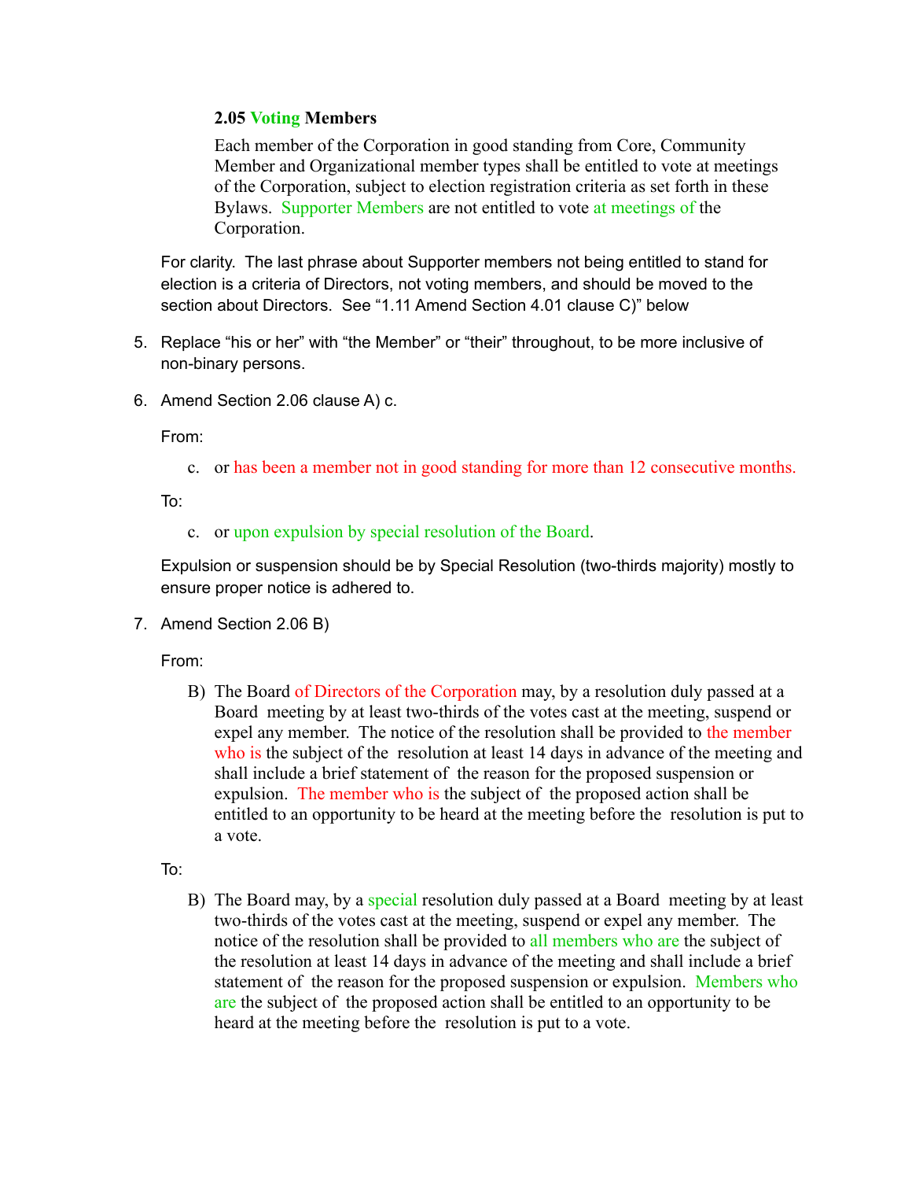**2.05 Voting Members**

Each member of the Corporation in good standing from Core, Community Member and Organizational member types shall be entitled to vote at meetings of the Corporation, subject to election registration criteria as set forth in these Bylaws. Supporter Members are not entitled to vote at meetings of the Corporation.

For clarity. The last phrase about Supporter members not being entitled to stand for election is a criteria of Directors, not voting members, and should be moved to the section about Directors. See "1.11 Amend Section 4.01 clause C)" below

5. Replace "his or her" with "the Member" or "their" throughout, to be more inclusive of non-binary persons.

6. Amend Section 2.06 clause A) c.

   From:

   c. or has been a member not in good standing for more than 12 consecutive months.

   To:

   c. or upon expulsion by special resolution of the Board.

   Expulsion or suspension should be by Special Resolution (two-thirds majority) mostly to ensure proper notice is adhered to.

7. Amend Section 2.06 B)

   From:

   B) The Board of Directors of the Corporation may, by a resolution duly passed at a Board meeting by at least two-thirds of the votes cast at the meeting, suspend or expel any member. The notice of the resolution shall be provided to the member who is the subject of the resolution at least 14 days in advance of the meeting and shall include a brief statement of the reason for the proposed suspension or expulsion. The member who is the subject of the proposed action shall be entitled to an opportunity to be heard at the meeting before the resolution is put to a vote.

   To:

   B) The Board may, by a special resolution duly passed at a Board meeting by at least two-thirds of the votes cast at the meeting, suspend or expel any member. The notice of the resolution shall be provided to all members who are the subject of the resolution at least 14 days in advance of the meeting and shall include a brief statement of the reason for the proposed suspension or expulsion. Members who are the subject of the proposed action shall be entitled to an opportunity to be heard at the meeting before the resolution is put to a vote.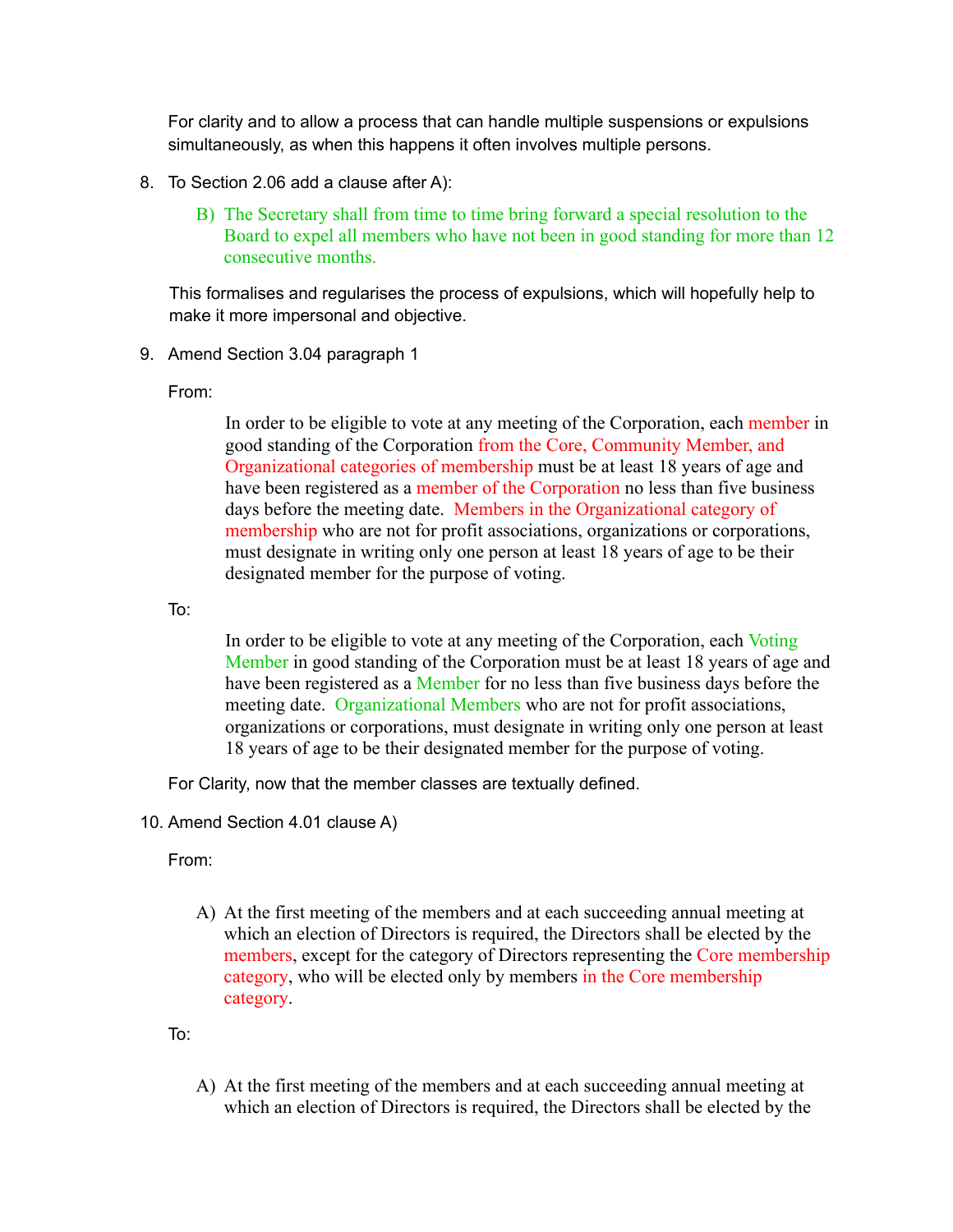For clarity and to allow a process that can handle multiple suspensions or expulsions simultaneously, as when this happens it often involves multiple persons.

8. To Section 2.06 add a clause after A):

    B) The Secretary shall from time to time bring forward a special resolution to the Board to expel all members who have not been in good standing for more than 12 consecutive months.

    This formalises and regularises the process of expulsions, which will hopefully help to make it more impersonal and objective.

9. Amend Section 3.04 paragraph 1

    From:

    > In order to be eligible to vote at any meeting of the Corporation, each member in good standing of the Corporation from the Core, Community Member, and Organizational categories of membership must be at least 18 years of age and have been registered as a member of the Corporation no less than five business days before the meeting date. Members in the Organizational category of membership who are not for profit associations, organizations or corporations, must designate in writing only one person at least 18 years of age to be their designated member for the purpose of voting.

    To:

    > In order to be eligible to vote at any meeting of the Corporation, each Voting Member in good standing of the Corporation must be at least 18 years of age and have been registered as a Member for no less than five business days before the meeting date. Organizational Members who are not for profit associations, organizations or corporations, must designate in writing only one person at least 18 years of age to be their designated member for the purpose of voting.

    For Clarity, now that the member classes are textually defined.

10. Amend Section 4.01 clause A)

    From:

    > A) At the first meeting of the members and at each succeeding annual meeting at which an election of Directors is required, the Directors shall be elected by the members, except for the category of Directors representing the Core membership category, who will be elected only by members in the Core membership category.

    To:

    > A) At the first meeting of the members and at each succeeding annual meeting at which an election of Directors is required, the Directors shall be elected by the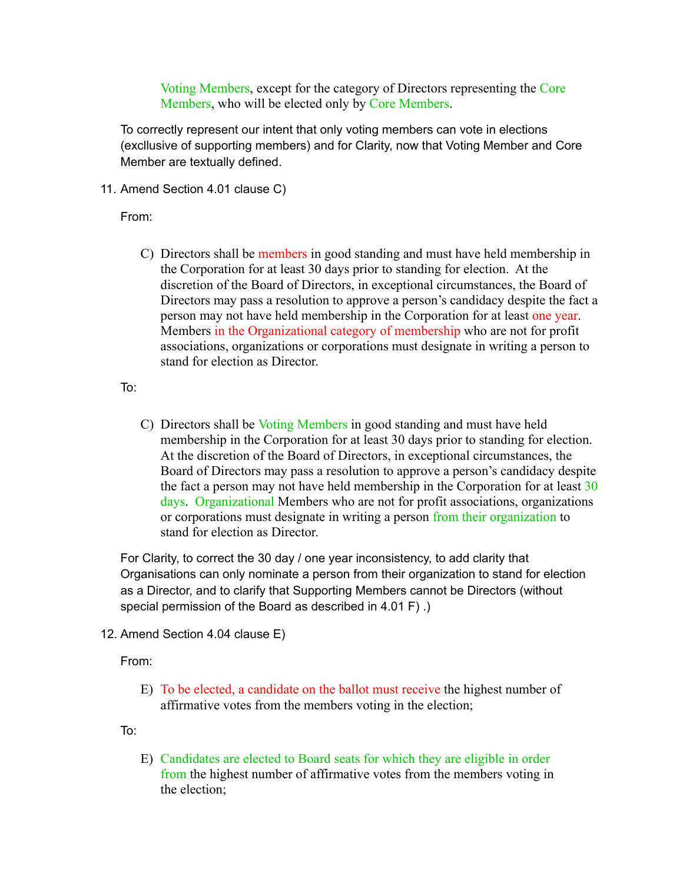Voting Members, except for the category of Directors representing the Core Members, who will be elected only by Core Members.

To correctly represent our intent that only voting members can vote in elections (excllusive of supporting members) and for Clarity, now that Voting Member and Core Member are textually defined.

11. Amend Section 4.01 clause C)

    From:

    C) Directors shall be members in good standing and must have held membership in the Corporation for at least 30 days prior to standing for election. At the discretion of the Board of Directors, in exceptional circumstances, the Board of Directors may pass a resolution to approve a person's candidacy despite the fact a person may not have held membership in the Corporation for at least one year. Members in the Organizational category of membership who are not for profit associations, organizations or corporations must designate in writing a person to stand for election as Director.

    To:

    C) Directors shall be Voting Members in good standing and must have held membership in the Corporation for at least 30 days prior to standing for election. At the discretion of the Board of Directors, in exceptional circumstances, the Board of Directors may pass a resolution to approve a person's candidacy despite the fact a person may not have held membership in the Corporation for at least 30 days. Organizational Members who are not for profit associations, organizations or corporations must designate in writing a person from their organization to stand for election as Director.

    For Clarity, to correct the 30 day / one year inconsistency, to add clarity that Organisations can only nominate a person from their organization to stand for election as a Director, and to clarify that Supporting Members cannot be Directors (without special permission of the Board as described in 4.01 F) .)

12. Amend Section 4.04 clause E)

    From:

    E) To be elected, a candidate on the ballot must receive the highest number of affirmative votes from the members voting in the election;

    To:

    E) Candidates are elected to Board seats for which they are eligible in order from the highest number of affirmative votes from the members voting in the election;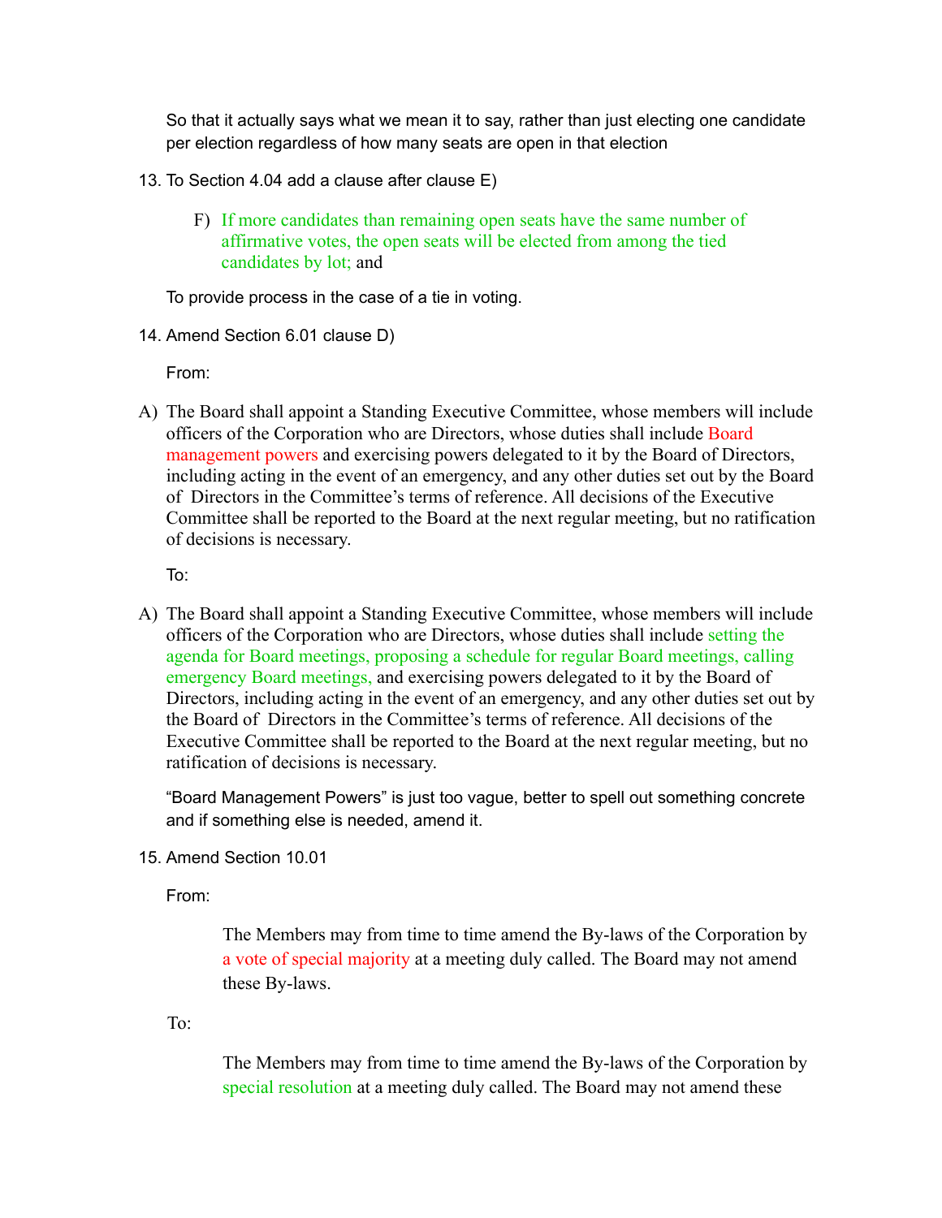So that it actually says what we mean it to say, rather than just electing one candidate per election regardless of how many seats are open in that election

13. To Section 4.04 add a clause after clause E)

    F) If more candidates than remaining open seats have the same number of affirmative votes, the open seats will be elected from among the tied candidates by lot; and

    To provide process in the case of a tie in voting.

14. Amend Section 6.01 clause D)

    From:

A) The Board shall appoint a Standing Executive Committee, whose members will include officers of the Corporation who are Directors, whose duties shall include Board management powers and exercising powers delegated to it by the Board of Directors, including acting in the event of an emergency, and any other duties set out by the Board of Directors in the Committee's terms of reference. All decisions of the Executive Committee shall be reported to the Board at the next regular meeting, but no ratification of decisions is necessary.

    To:

A) The Board shall appoint a Standing Executive Committee, whose members will include officers of the Corporation who are Directors, whose duties shall include setting the agenda for Board meetings, proposing a schedule for regular Board meetings, calling emergency Board meetings, and exercising powers delegated to it by the Board of Directors, including acting in the event of an emergency, and any other duties set out by the Board of Directors in the Committee's terms of reference. All decisions of the Executive Committee shall be reported to the Board at the next regular meeting, but no ratification of decisions is necessary.

    "Board Management Powers" is just too vague, better to spell out something concrete and if something else is needed, amend it.

15. Amend Section 10.01

    From:

    > The Members may from time to time amend the By-laws of the Corporation by a vote of special majority at a meeting duly called. The Board may not amend these By-laws.

    To:

    > The Members may from time to time amend the By-laws of the Corporation by special resolution at a meeting duly called. The Board may not amend these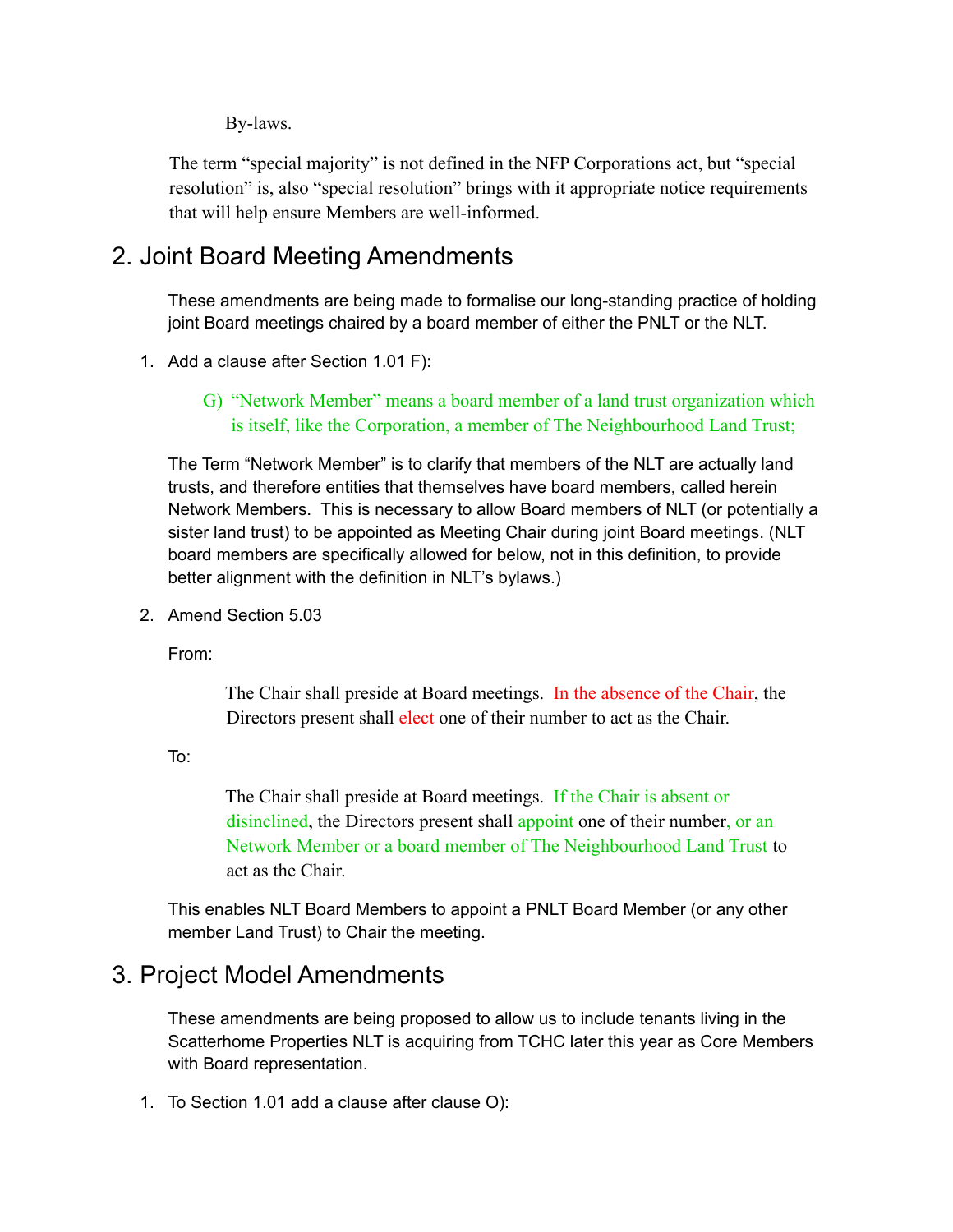By-laws.

The term "special majority" is not defined in the NFP Corporations act, but "special resolution" is, also "special resolution" brings with it appropriate notice requirements that will help ensure Members are well-informed.

## 2. Joint Board Meeting Amendments

These amendments are being made to formalise our long-standing practice of holding joint Board meetings chaired by a board member of either the PNLT or the NLT.

1. Add a clause after Section 1.01 F):

   > G) "Network Member" means a board member of a land trust organization which is itself, like the Corporation, a member of The Neighbourhood Land Trust;

   The Term "Network Member" is to clarify that members of the NLT are actually land trusts, and therefore entities that themselves have board members, called herein Network Members. This is necessary to allow Board members of NLT (or potentially a sister land trust) to be appointed as Meeting Chair during joint Board meetings. (NLT board members are specifically allowed for below, not in this definition, to provide better alignment with the definition in NLT's bylaws.)

2. Amend Section 5.03

   From:

   > The Chair shall preside at Board meetings. In the absence of the Chair, the Directors present shall elect one of their number to act as the Chair.

   To:

   > The Chair shall preside at Board meetings. If the Chair is absent or disinclined, the Directors present shall appoint one of their number, or an Network Member or a board member of The Neighbourhood Land Trust to act as the Chair.

   This enables NLT Board Members to appoint a PNLT Board Member (or any other member Land Trust) to Chair the meeting.

## 3. Project Model Amendments

These amendments are being proposed to allow us to include tenants living in the Scatterhome Properties NLT is acquiring from TCHC later this year as Core Members with Board representation.

1. To Section 1.01 add a clause after clause O):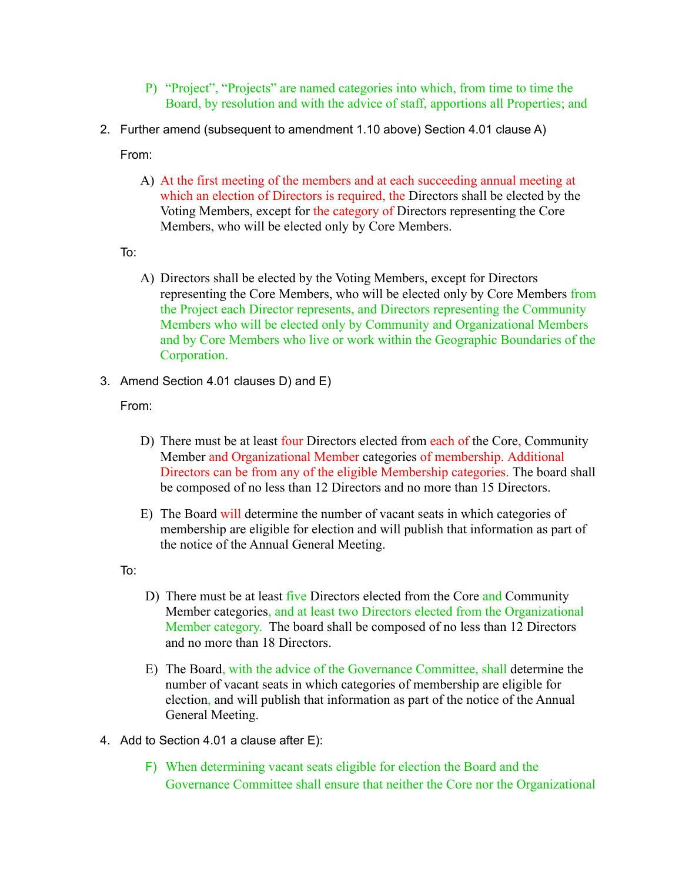P) "Project", "Projects" are named categories into which, from time to time the Board, by resolution and with the advice of staff, apportions all Properties; and

2. Further amend (subsequent to amendment 1.10 above) Section 4.01 clause A)

   From:

   A) At the first meeting of the members and at each succeeding annual meeting at which an election of Directors is required, the Directors shall be elected by the Voting Members, except for the category of Directors representing the Core Members, who will be elected only by Core Members.

   To:

   A) Directors shall be elected by the Voting Members, except for Directors representing the Core Members, who will be elected only by Core Members from the Project each Director represents, and Directors representing the Community Members who will be elected only by Community and Organizational Members and by Core Members who live or work within the Geographic Boundaries of the Corporation.

3. Amend Section 4.01 clauses D) and E)

   From:

   D) There must be at least four Directors elected from each of the Core, Community Member and Organizational Member categories of membership. Additional Directors can be from any of the eligible Membership categories. The board shall be composed of no less than 12 Directors and no more than 15 Directors.

   E) The Board will determine the number of vacant seats in which categories of membership are eligible for election and will publish that information as part of the notice of the Annual General Meeting.

   To:

   D) There must be at least five Directors elected from the Core and Community Member categories, and at least two Directors elected from the Organizational Member category. The board shall be composed of no less than 12 Directors and no more than 18 Directors.

   E) The Board, with the advice of the Governance Committee, shall determine the number of vacant seats in which categories of membership are eligible for election, and will publish that information as part of the notice of the Annual General Meeting.

4. Add to Section 4.01 a clause after E):

   F) When determining vacant seats eligible for election the Board and the Governance Committee shall ensure that neither the Core nor the Organizational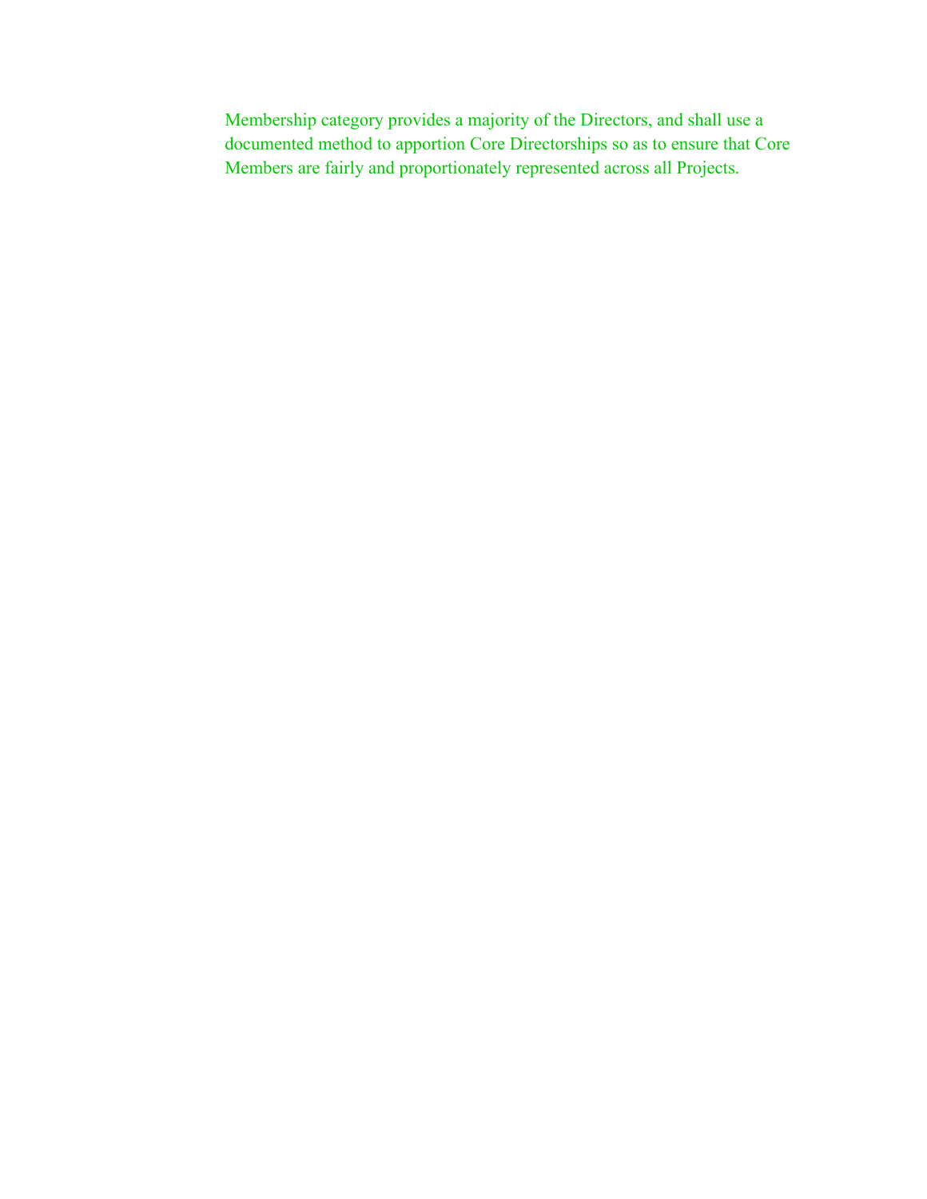Membership category provides a majority of the Directors, and shall use a documented method to apportion Core Directorships so as to ensure that Core Members are fairly and proportionately represented across all Projects.